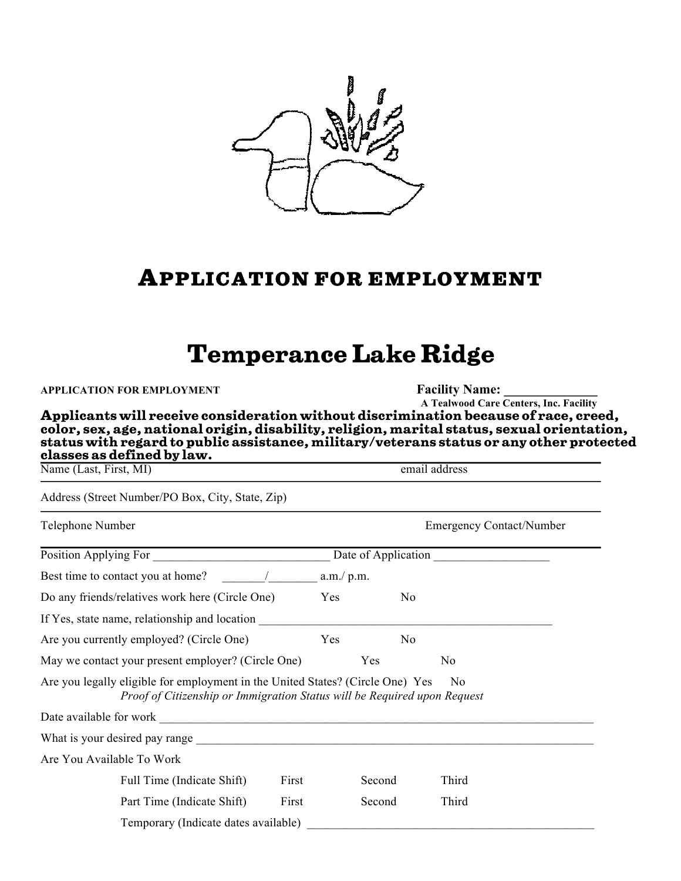# APPLICATION FOR EMPLOYMENT

# Temperance Lake Ridge

**APPLICATION FOR EMPLOYMENT** **Facility Name: \_\_\_\_\_\_\_\_\_\_\_\_\_\_**
**A Tealwood Care Centers, Inc. Facility**

**Applicants will receive consideration without discrimination because of race, creed, color, sex, age, national origin, disability, religion, marital status, sexual orientation, status with regard to public assistance, military/veterans status or any other protected classes as defined by law.**

Name (Last, First, MI) email address

Address (Street Number/PO Box, City, State, Zip)

Telephone Number Emergency Contact/Number

Position Applying For \_\_\_\_\_\_\_\_\_\_\_\_\_\_\_\_\_\_\_\_\_\_\_\_\_\_\_\_\_\_ Date of Application \_\_\_\_\_\_\_\_\_\_\_\_\_\_\_\_\_\_\_

Best time to contact you at home? \_\_\_\_\_\_\_/\_\_\_\_\_\_\_\_ a.m./ p.m.

Do any friends/relatives work here (Circle One) Yes No

If Yes, state name, relationship and location \_\_\_\_\_\_\_\_\_\_\_\_\_\_\_\_\_\_\_\_\_\_\_\_\_\_\_\_\_\_\_\_\_\_\_\_\_\_\_\_\_\_\_\_\_\_\_\_\_

Are you currently employed? (Circle One) Yes No

May we contact your present employer? (Circle One) Yes No

Are you legally eligible for employment in the United States? (Circle One) Yes No
*Proof of Citizenship or Immigration Status will be Required upon Request*

Date available for work \_\_\_\_\_\_\_\_\_\_\_\_\_\_\_\_\_\_\_\_\_\_\_\_\_\_\_\_\_\_\_\_\_\_\_\_\_\_\_\_\_\_\_\_\_\_\_\_\_\_\_\_\_\_\_\_\_\_\_\_\_\_\_\_\_\_\_\_\_\_\_\_\_\_

What is your desired pay range \_\_\_\_\_\_\_\_\_\_\_\_\_\_\_\_\_\_\_\_\_\_\_\_\_\_\_\_\_\_\_\_\_\_\_\_\_\_\_\_\_\_\_\_\_\_\_\_\_\_\_\_\_\_\_\_\_\_\_\_\_\_\_\_\_\_\_\_

Are You Available To Work

Full Time (Indicate Shift) First Second Third

Part Time (Indicate Shift) First Second Third

Temporary (Indicate dates available) \_\_\_\_\_\_\_\_\_\_\_\_\_\_\_\_\_\_\_\_\_\_\_\_\_\_\_\_\_\_\_\_\_\_\_\_\_\_\_\_\_\_\_\_\_\_\_\_\_\_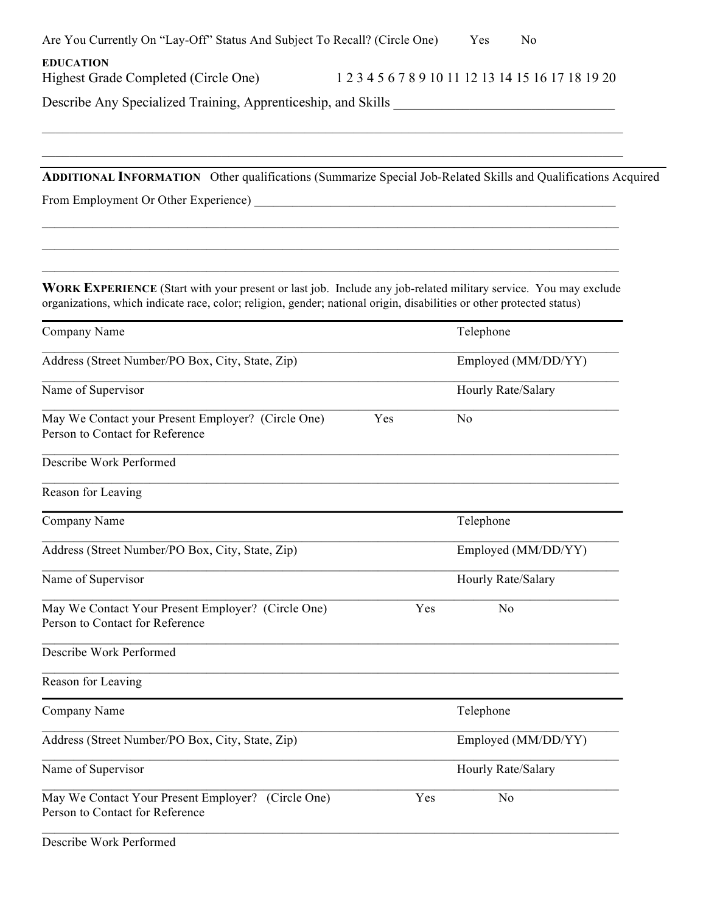Are You Currently On "Lay-Off" Status And Subject To Recall? (Circle One) Yes No

**EDUCATION**

Highest Grade Completed (Circle One) 1 2 3 4 5 6 7 8 9 10 11 12 13 14 15 16 17 18 19 20

Describe Any Specialized Training, Apprenticeship, and Skills ________________________________

_____________________________________________________________________________________

_____________________________________________________________________________________

**ADDITIONAL INFORMATION** Other qualifications (Summarize Special Job-Related Skills and Qualifications Acquired From Employment Or Other Experience) ____________________________________________________________

_____________________________________________________________________________________

_____________________________________________________________________________________

_____________________________________________________________________________________

**WORK EXPERIENCE** (Start with your present or last job. Include any job-related military service. You may exclude organizations, which indicate race, color; religion, gender; national origin, disabilities or other protected status)

Company Name Telephone

_____________________________________________________________________________________

Address (Street Number/PO Box, City, State, Zip) Employed (MM/DD/YY)

_____________________________________________________________________________________

Name of Supervisor Hourly Rate/Salary

_____________________________________________________________________________________

May We Contact your Present Employer? (Circle One) Yes No

Person to Contact for Reference

_____________________________________________________________________________________

Describe Work Performed

_____________________________________________________________________________________

Reason for Leaving

---

Company Name Telephone

_____________________________________________________________________________________

Address (Street Number/PO Box, City, State, Zip) Employed (MM/DD/YY)

_____________________________________________________________________________________

Name of Supervisor Hourly Rate/Salary

_____________________________________________________________________________________

May We Contact Your Present Employer? (Circle One) Yes No

Person to Contact for Reference

_____________________________________________________________________________________

Describe Work Performed

_____________________________________________________________________________________

Reason for Leaving

---

Company Name Telephone

_____________________________________________________________________________________

Address (Street Number/PO Box, City, State, Zip) Employed (MM/DD/YY)

_____________________________________________________________________________________

Name of Supervisor Hourly Rate/Salary

_____________________________________________________________________________________

May We Contact Your Present Employer? (Circle One) Yes No

Person to Contact for Reference

_____________________________________________________________________________________

Describe Work Performed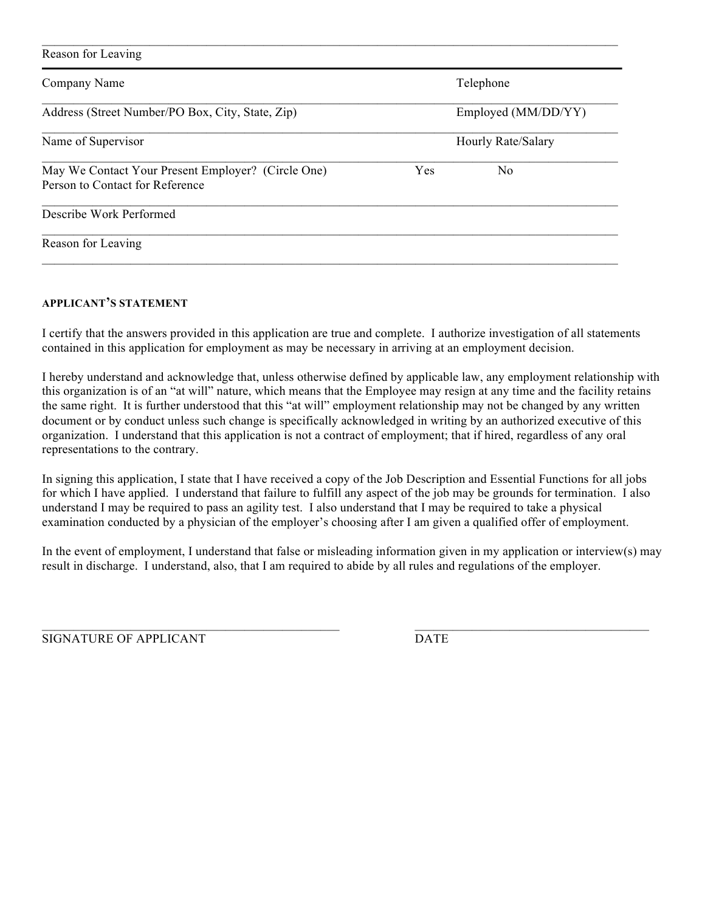Reason for Leaving

---

Company Name | Telephone

Address (Street Number/PO Box, City, State, Zip) | Employed (MM/DD/YY)

Name of Supervisor | Hourly Rate/Salary

May We Contact Your Present Employer? (Circle One) Yes No

Person to Contact for Reference

Describe Work Performed

Reason for Leaving

**APPLICANT'S STATEMENT**

I certify that the answers provided in this application are true and complete. I authorize investigation of all statements contained in this application for employment as may be necessary in arriving at an employment decision.

I hereby understand and acknowledge that, unless otherwise defined by applicable law, any employment relationship with this organization is of an "at will" nature, which means that the Employee may resign at any time and the facility retains the same right. It is further understood that this "at will" employment relationship may not be changed by any written document or by conduct unless such change is specifically acknowledged in writing by an authorized executive of this organization. I understand that this application is not a contract of employment; that if hired, regardless of any oral representations to the contrary.

In signing this application, I state that I have received a copy of the Job Description and Essential Functions for all jobs for which I have applied. I understand that failure to fulfill any aspect of the job may be grounds for termination. I also understand I may be required to pass an agility test. I also understand that I may be required to take a physical examination conducted by a physician of the employer's choosing after I am given a qualified offer of employment.

In the event of employment, I understand that false or misleading information given in my application or interview(s) may result in discharge. I understand, also, that I am required to abide by all rules and regulations of the employer.

SIGNATURE OF APPLICANT | DATE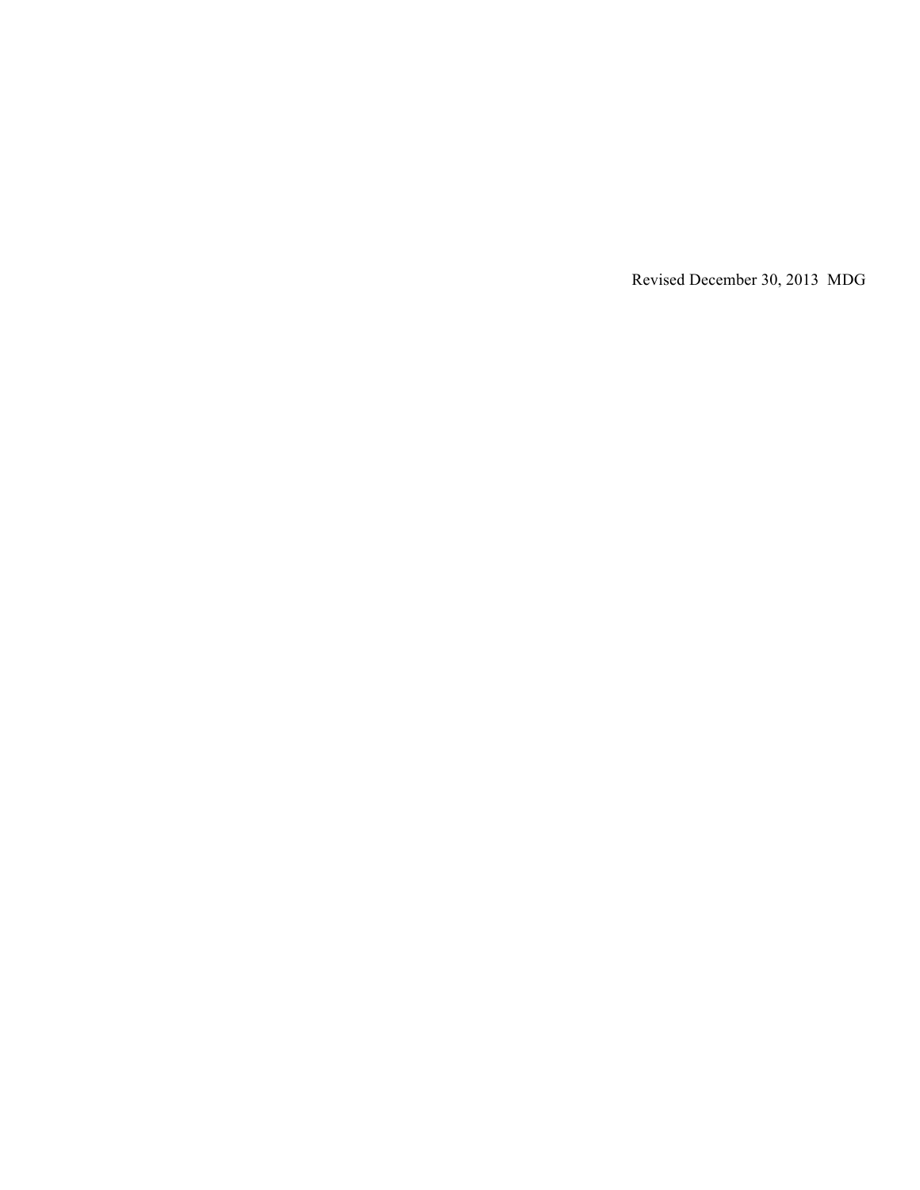Revised December 30, 2013 MDG